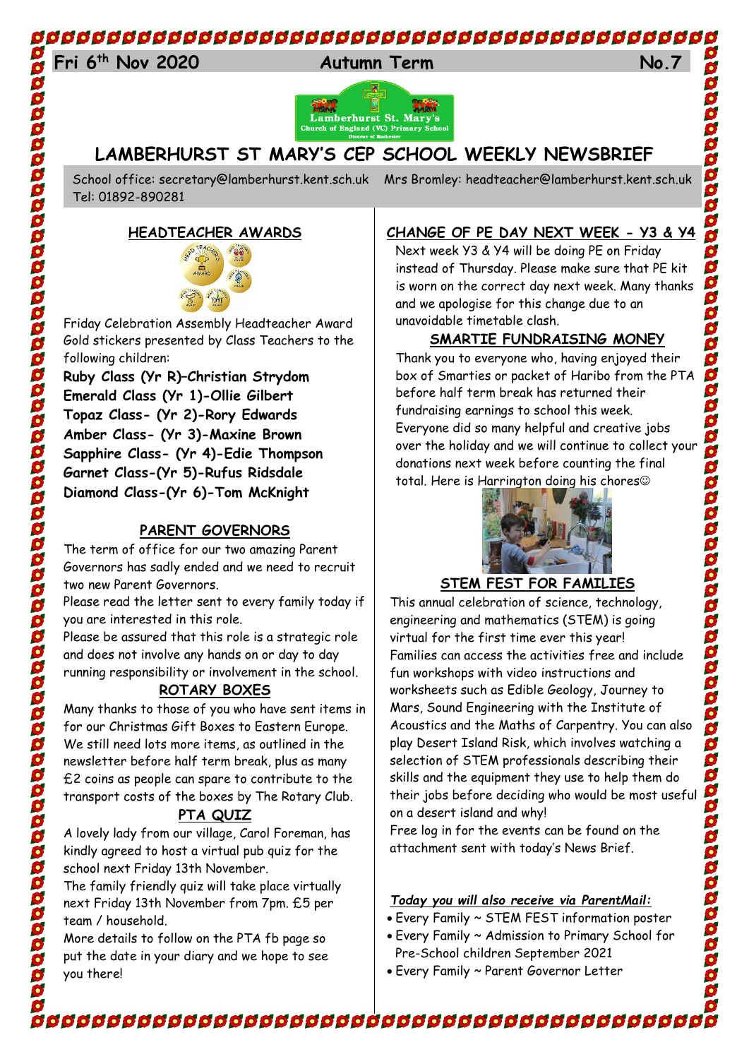Fri 6th Nov 2020 | Autumn Term | No.7

# LAMBERHURST ST MARY'S CEP SCHOOL WEEKLY NEWSBRIEF

School office: secretary@lamberhurst.kent.sch.uk  Mrs Bromley: headteacher@lamberhurst.kent.sch.uk
Tel: 01892-890281

## HEADTEACHER AWARDS

Friday Celebration Assembly Headteacher Award Gold stickers presented by Class Teachers to the following children:

**Ruby Class (Yr R)–Christian Strydom**
**Emerald Class (Yr 1)-Ollie Gilbert**
**Topaz Class- (Yr 2)-Rory Edwards**
**Amber Class- (Yr 3)-Maxine Brown**
**Sapphire Class- (Yr 4)-Edie Thompson**
**Garnet Class-(Yr 5)-Rufus Ridsdale**
**Diamond Class-(Yr 6)-Tom McKnight**

## PARENT GOVERNORS

The term of office for our two amazing Parent Governors has sadly ended and we need to recruit two new Parent Governors.

Please read the letter sent to every family today if you are interested in this role.

Please be assured that this role is a strategic role and does not involve any hands on or day to day running responsibility or involvement in the school.

## ROTARY BOXES

Many thanks to those of you who have sent items in for our Christmas Gift Boxes to Eastern Europe. We still need lots more items, as outlined in the newsletter before half term break, plus as many £2 coins as people can spare to contribute to the transport costs of the boxes by The Rotary Club.

## PTA QUIZ

A lovely lady from our village, Carol Foreman, has kindly agreed to host a virtual pub quiz for the school next Friday 13th November.

The family friendly quiz will take place virtually next Friday 13th November from 7pm. £5 per team / household.

More details to follow on the PTA fb page so put the date in your diary and we hope to see you there!

## CHANGE OF PE DAY NEXT WEEK - Y3 & Y4

Next week Y3 & Y4 will be doing PE on Friday instead of Thursday. Please make sure that PE kit is worn on the correct day next week. Many thanks and we apologise for this change due to an unavoidable timetable clash.

## SMARTIE FUNDRAISING MONEY

Thank you to everyone who, having enjoyed their box of Smarties or packet of Haribo from the PTA before half term break has returned their fundraising earnings to school this week. Everyone did so many helpful and creative jobs over the holiday and we will continue to collect your donations next week before counting the final total. Here is Harrington doing his chores☺

## STEM FEST FOR FAMILIES

This annual celebration of science, technology, engineering and mathematics (STEM) is going virtual for the first time ever this year!

Families can access the activities free and include fun workshops with video instructions and worksheets such as Edible Geology, Journey to Mars, Sound Engineering with the Institute of Acoustics and the Maths of Carpentry. You can also play Desert Island Risk, which involves watching a selection of STEM professionals describing their skills and the equipment they use to help them do their jobs before deciding who would be most useful on a desert island and why!

Free log in for the events can be found on the attachment sent with today's News Brief.

***Today you will also receive via ParentMail:***

- Every Family ~ STEM FEST information poster
- Every Family ~ Admission to Primary School for Pre-School children September 2021
- Every Family ~ Parent Governor Letter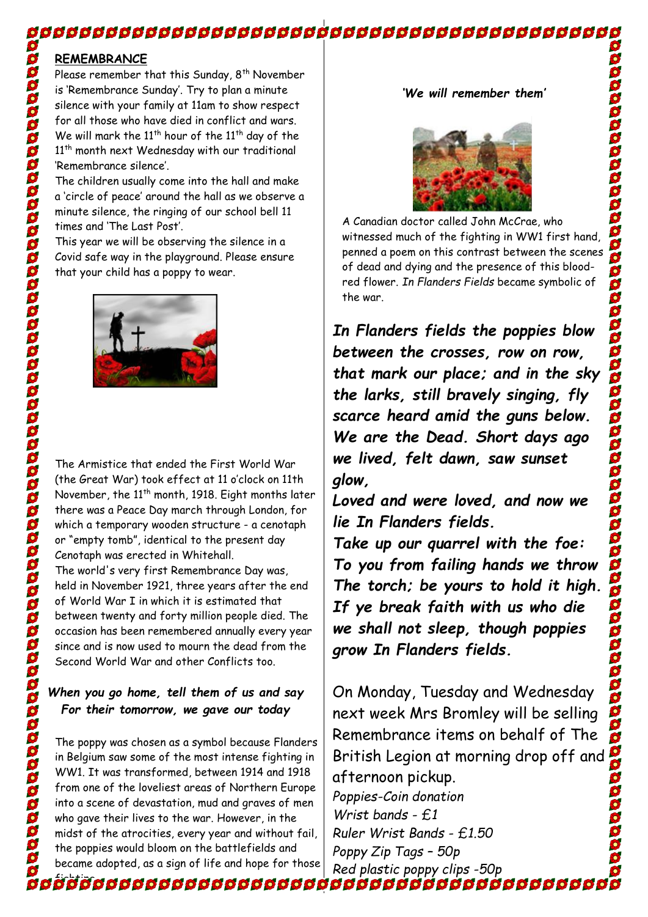## REMEMBRANCE

Please remember that this Sunday, 8th November is 'Remembrance Sunday'. Try to plan a minute silence with your family at 11am to show respect for all those who have died in conflict and wars. We will mark the 11th hour of the 11th day of the 11th month next Wednesday with our traditional 'Remembrance silence'.

The children usually come into the hall and make a 'circle of peace' around the hall as we observe a minute silence, the ringing of our school bell 11 times and 'The Last Post'.

This year we will be observing the silence in a Covid safe way in the playground. Please ensure that your child has a poppy to wear.

The Armistice that ended the First World War (the Great War) took effect at 11 o'clock on 11th November, the 11th month, 1918. Eight months later there was a Peace Day march through London, for which a temporary wooden structure - a cenotaph or "empty tomb", identical to the present day Cenotaph was erected in Whitehall.

The world's very first Remembrance Day was, held in November 1921, three years after the end of World War I in which it is estimated that between twenty and forty million people died. The occasion has been remembered annually every year since and is now used to mourn the dead from the Second World War and other Conflicts too.

***When you go home, tell them of us and say***
***For their tomorrow, we gave our today***

The poppy was chosen as a symbol because Flanders in Belgium saw some of the most intense fighting in WW1. It was transformed, between 1914 and 1918 from one of the loveliest areas of Northern Europe into a scene of devastation, mud and graves of men who gave their lives to the war. However, in the midst of the atrocities, every year and without fail, the poppies would bloom on the battlefields and became adopted, as a sign of life and hope for those fighting.

***'We will remember them'***

A Canadian doctor called John McCrae, who witnessed much of the fighting in WW1 first hand, penned a poem on this contrast between the scenes of dead and dying and the presence of this blood-red flower. *In Flanders Fields* became symbolic of the war.

***In Flanders fields the poppies blow between the crosses, row on row, that mark our place; and in the sky the larks, still bravely singing, fly scarce heard amid the guns below. We are the Dead. Short days ago we lived, felt dawn, saw sunset glow,***
***Loved and were loved, and now we lie In Flanders fields.***
***Take up our quarrel with the foe: To you from failing hands we throw The torch; be yours to hold it high. If ye break faith with us who die we shall not sleep, though poppies grow In Flanders fields.***

On Monday, Tuesday and Wednesday next week Mrs Bromley will be selling Remembrance items on behalf of The British Legion at morning drop off and afternoon pickup.

*Poppies-Coin donation*
*Wrist bands - £1*
*Ruler Wrist Bands - £1.50*
*Poppy Zip Tags – 50p*
*Red plastic poppy clips -50p*